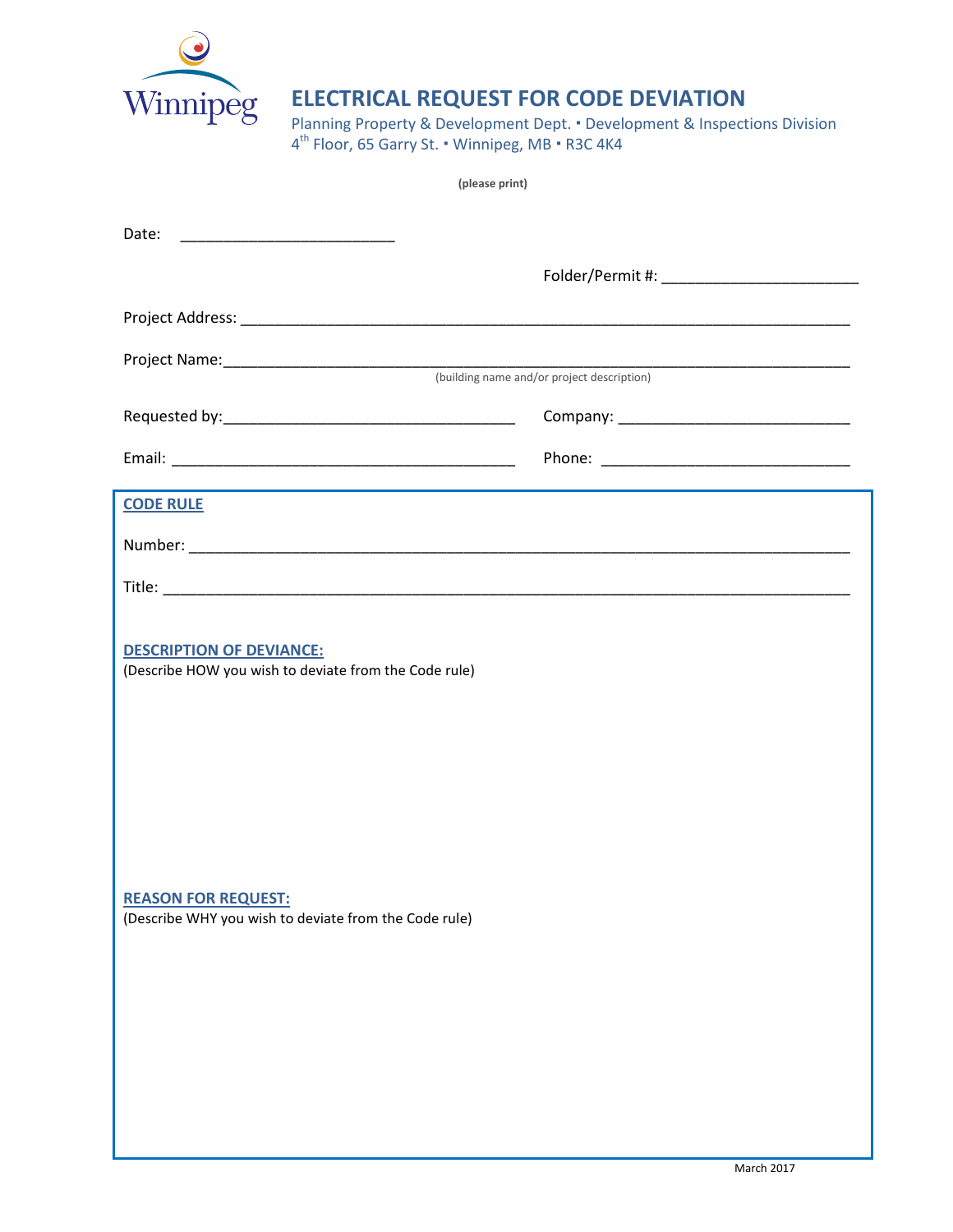# ELECTRICAL REQUEST FOR CODE DEVIATION

Planning Property & Development Dept. ▪ Development & Inspections Division
4th Floor, 65 Garry St. ▪ Winnipeg, MB ▪ R3C 4K4

**(please print)**

Date: ________________________

Folder/Permit #: ______________________

Project Address: ______________________________________________________________________

Project Name: ________________________________________________________________________
(building name and/or project description)

Requested by: _________________________________ Company: __________________________

Email: ______________________________________ Phone: ____________________________

## CODE RULE

Number: _____________________________________________________________________________

Title: _______________________________________________________________________________

## DESCRIPTION OF DEVIANCE:

(Describe HOW you wish to deviate from the Code rule)

## REASON FOR REQUEST:

(Describe WHY you wish to deviate from the Code rule)

March 2017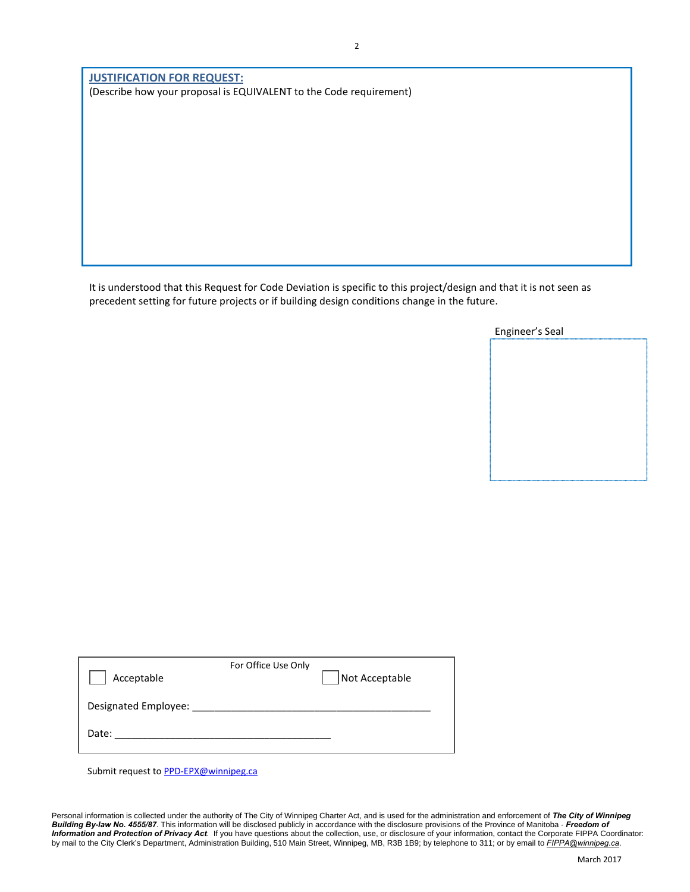**JUSTIFICATION FOR REQUEST:**

(Describe how your proposal is EQUIVALENT to the Code requirement)

It is understood that this Request for Code Deviation is specific to this project/design and that it is not seen as precedent setting for future projects or if building design conditions change in the future.

Engineer's Seal

For Office Use Only

☐ Acceptable ☐ Not Acceptable

Designated Employee: ________________________________________

Date: ____________________________________

Submit request to PPD-EPX@winnipeg.ca

Personal information is collected under the authority of The City of Winnipeg Charter Act, and is used for the administration and enforcement of ***The City of Winnipeg Building By-law No. 4555/87***. This information will be disclosed publicly in accordance with the disclosure provisions of the Province of Manitoba - ***Freedom of Information and Protection of Privacy Act***. If you have questions about the collection, use, or disclosure of your information, contact the Corporate FIPPA Coordinator: by mail to the City Clerk's Department, Administration Building, 510 Main Street, Winnipeg, MB, R3B 1B9; by telephone to 311; or by email to *FIPPA@winnipeg.ca*.

March 2017